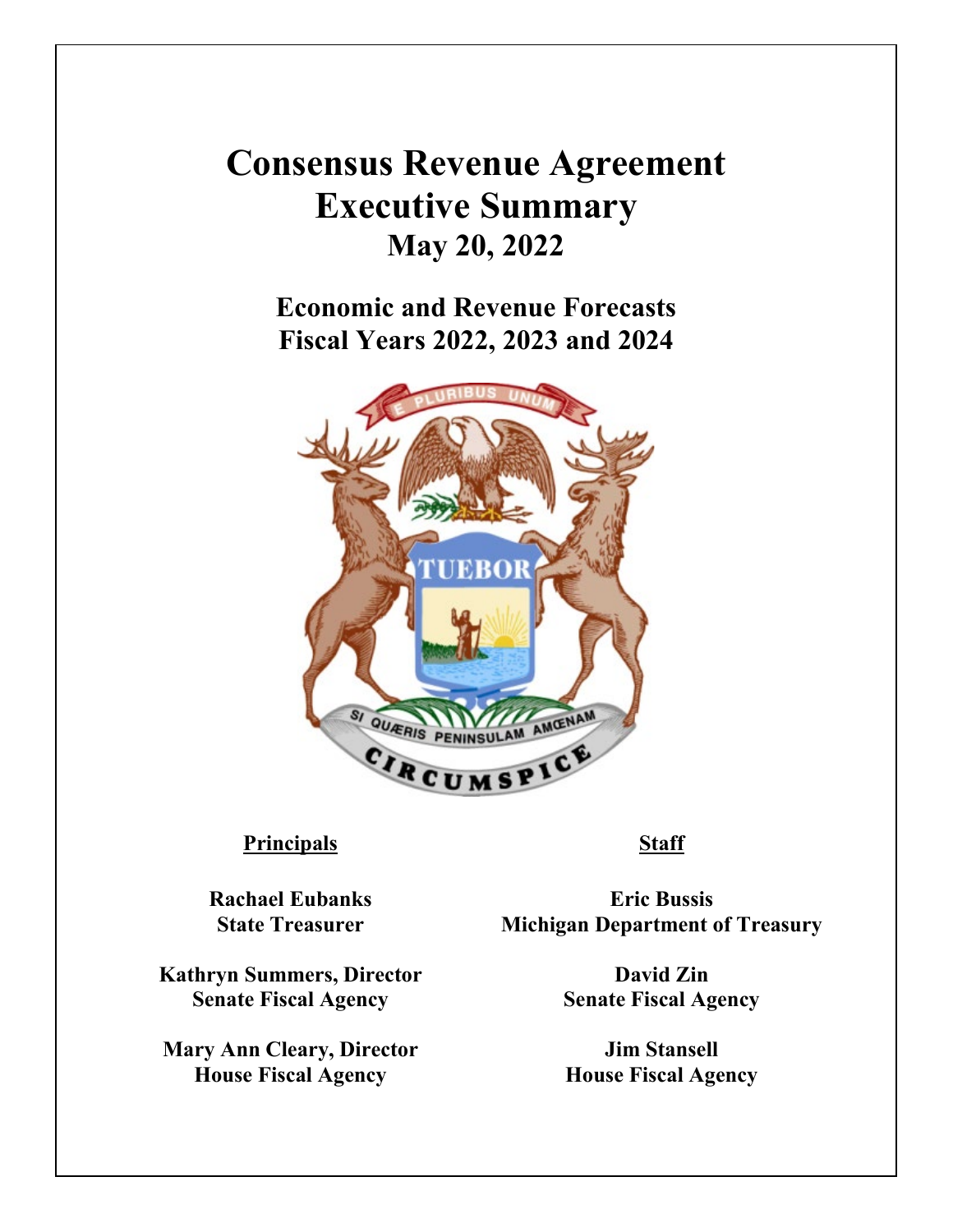# Consensus Revenue Agreement Executive Summary

## May 20, 2022

## Economic and Revenue Forecasts Fiscal Years 2022, 2023 and 2024

| **Principals** | **Staff** |
|---|---|
| **Rachael Eubanks**<br>**State Treasurer** | **Eric Bussis**<br>**Michigan Department of Treasury** |
| **Kathryn Summers, Director**<br>**Senate Fiscal Agency** | **David Zin**<br>**Senate Fiscal Agency** |
| **Mary Ann Cleary, Director**<br>**House Fiscal Agency** | **Jim Stansell**<br>**House Fiscal Agency** |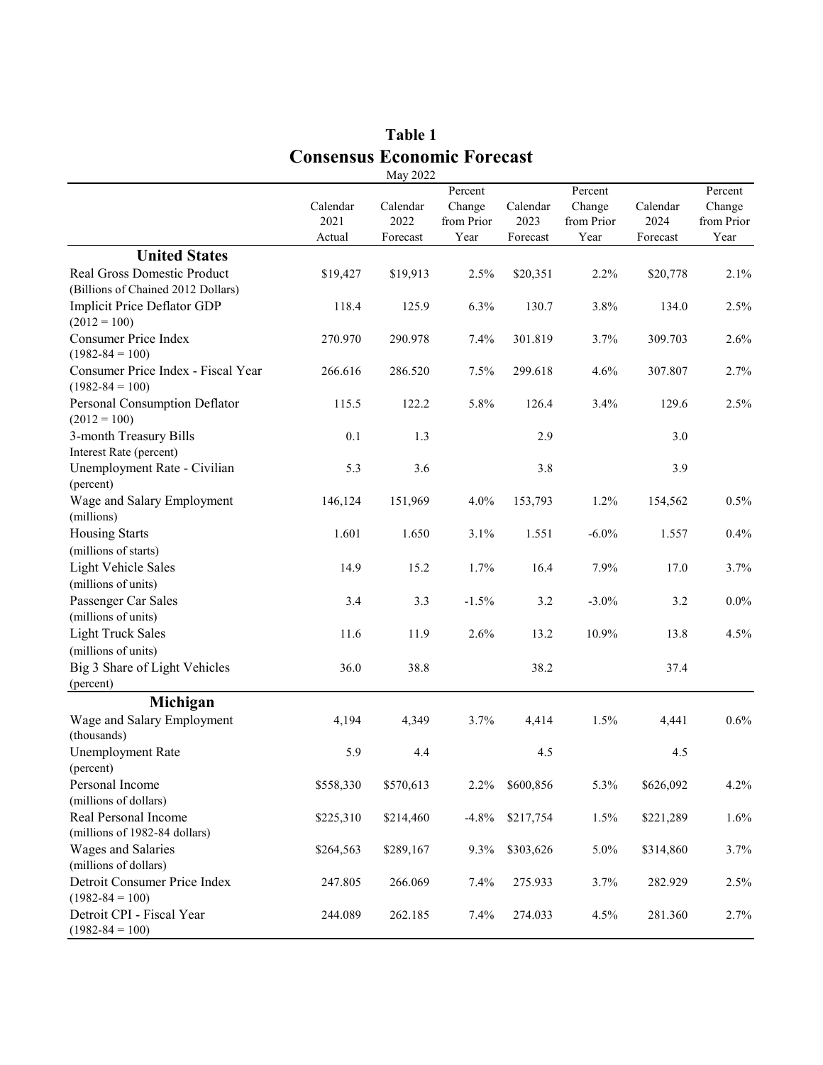# Table 1
## Consensus Economic Forecast

May 2022

| | Calendar 2021 Actual | Calendar 2022 Forecast | Percent Change from Prior Year | Calendar 2023 Forecast | Percent Change from Prior Year | Calendar 2024 Forecast | Percent Change from Prior Year |
|---|---|---|---|---|---|---|---|
| **United States** | | | | | | | |
| Real Gross Domestic Product (Billions of Chained 2012 Dollars) | $19,427 | $19,913 | 2.5% | $20,351 | 2.2% | $20,778 | 2.1% |
| Implicit Price Deflator GDP (2012 = 100) | 118.4 | 125.9 | 6.3% | 130.7 | 3.8% | 134.0 | 2.5% |
| Consumer Price Index (1982-84 = 100) | 270.970 | 290.978 | 7.4% | 301.819 | 3.7% | 309.703 | 2.6% |
| Consumer Price Index - Fiscal Year (1982-84 = 100) | 266.616 | 286.520 | 7.5% | 299.618 | 4.6% | 307.807 | 2.7% |
| Personal Consumption Deflator (2012 = 100) | 115.5 | 122.2 | 5.8% | 126.4 | 3.4% | 129.6 | 2.5% |
| 3-month Treasury Bills Interest Rate (percent) | 0.1 | 1.3 | | 2.9 | | 3.0 | |
| Unemployment Rate - Civilian (percent) | 5.3 | 3.6 | | 3.8 | | 3.9 | |
| Wage and Salary Employment (millions) | 146,124 | 151,969 | 4.0% | 153,793 | 1.2% | 154,562 | 0.5% |
| Housing Starts (millions of starts) | 1.601 | 1.650 | 3.1% | 1.551 | -6.0% | 1.557 | 0.4% |
| Light Vehicle Sales (millions of units) | 14.9 | 15.2 | 1.7% | 16.4 | 7.9% | 17.0 | 3.7% |
| Passenger Car Sales (millions of units) | 3.4 | 3.3 | -1.5% | 3.2 | -3.0% | 3.2 | 0.0% |
| Light Truck Sales (millions of units) | 11.6 | 11.9 | 2.6% | 13.2 | 10.9% | 13.8 | 4.5% |
| Big 3 Share of Light Vehicles (percent) | 36.0 | 38.8 | | 38.2 | | 37.4 | |
| **Michigan** | | | | | | | |
| Wage and Salary Employment (thousands) | 4,194 | 4,349 | 3.7% | 4,414 | 1.5% | 4,441 | 0.6% |
| Unemployment Rate (percent) | 5.9 | 4.4 | | 4.5 | | 4.5 | |
| Personal Income (millions of dollars) | $558,330 | $570,613 | 2.2% | $600,856 | 5.3% | $626,092 | 4.2% |
| Real Personal Income (millions of 1982-84 dollars) | $225,310 | $214,460 | -4.8% | $217,754 | 1.5% | $221,289 | 1.6% |
| Wages and Salaries (millions of dollars) | $264,563 | $289,167 | 9.3% | $303,626 | 5.0% | $314,860 | 3.7% |
| Detroit Consumer Price Index (1982-84 = 100) | 247.805 | 266.069 | 7.4% | 275.933 | 3.7% | 282.929 | 2.5% |
| Detroit CPI - Fiscal Year (1982-84 = 100) | 244.089 | 262.185 | 7.4% | 274.033 | 4.5% | 281.360 | 2.7% |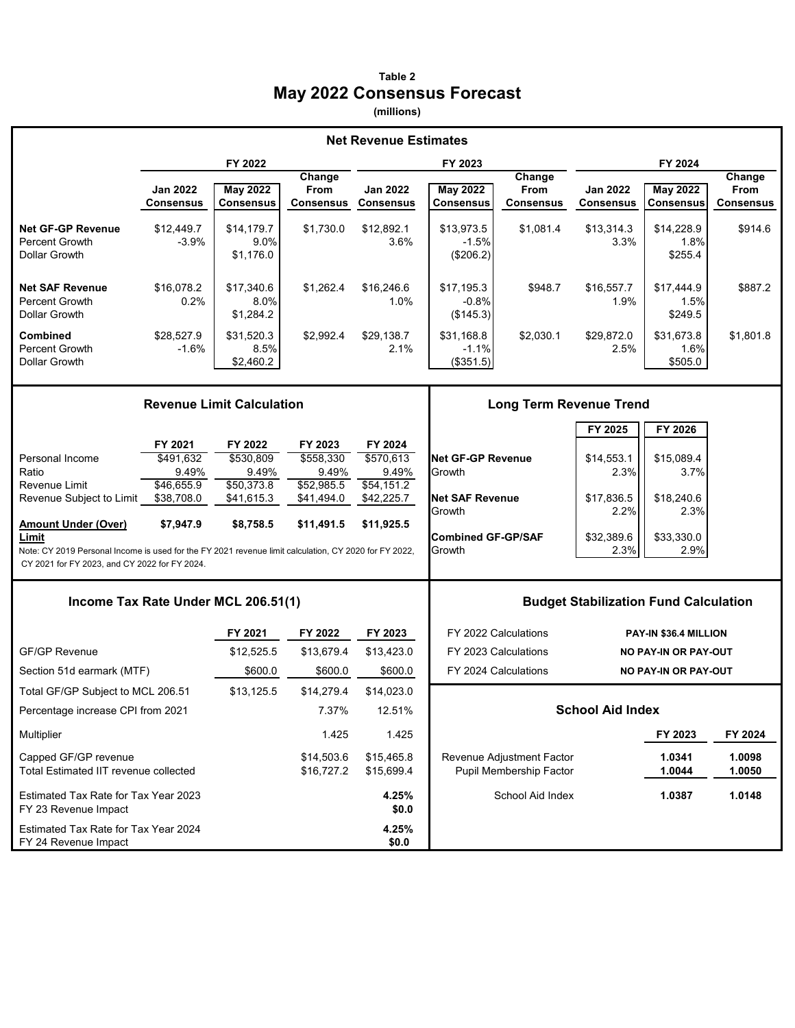### Table 2

# May 2022 Consensus Forecast

**(millions)**

## Net Revenue Estimates

| | FY 2022 | | | FY 2023 | | | FY 2024 | | |
|---|---|---|---|---|---|---|---|---|---|
| | **Jan 2022 Consensus** | **May 2022 Consensus** | **Change From Consensus** | **Jan 2022 Consensus** | **May 2022 Consensus** | **Change From Consensus** | **Jan 2022 Consensus** | **May 2022 Consensus** | **Change From Consensus** |
| **Net GF-GP Revenue** | $12,449.7 | $14,179.7 | $1,730.0 | $12,892.1 | $13,973.5 | $1,081.4 | $13,314.3 | $14,228.9 | $914.6 |
| Percent Growth | -3.9% | 9.0% | | 3.6% | -1.5% | | 3.3% | 1.8% | |
| Dollar Growth | | $1,176.0 | | | ($206.2) | | | $255.4 | |
| **Net SAF Revenue** | $16,078.2 | $17,340.6 | $1,262.4 | $16,246.6 | $17,195.3 | $948.7 | $16,557.7 | $17,444.9 | $887.2 |
| Percent Growth | 0.2% | 8.0% | | 1.0% | -0.8% | | 1.9% | 1.5% | |
| Dollar Growth | | $1,284.2 | | | ($145.3) | | | $249.5 | |
| **Combined** | $28,527.9 | $31,520.3 | $2,992.4 | $29,138.7 | $31,168.8 | $2,030.1 | $29,872.0 | $31,673.8 | $1,801.8 |
| Percent Growth | -1.6% | 8.5% | | 2.1% | -1.1% | | 2.5% | 1.6% | |
| Dollar Growth | | $2,460.2 | | | ($351.5) | | | $505.0 | |

## Revenue Limit Calculation

| | FY 2021 | FY 2022 | FY 2023 | FY 2024 |
|---|---|---|---|---|
| Personal Income | $491,632 | $530,809 | $558,330 | $570,613 |
| Ratio | 9.49% | 9.49% | 9.49% | 9.49% |
| Revenue Limit | $46,655.9 | $50,373.8 | $52,985.5 | $54,151.2 |
| Revenue Subject to Limit | $38,708.0 | $41,615.3 | $41,494.0 | $42,225.7 |
| **Amount Under (Over) Limit** | **$7,947.9** | **$8,758.5** | **$11,491.5** | **$11,925.5** |

Note: CY 2019 Personal Income is used for the FY 2021 revenue limit calculation, CY 2020 for FY 2022, CY 2021 for FY 2023, and CY 2022 for FY 2024.

## Long Term Revenue Trend

| | FY 2025 | FY 2026 |
|---|---|---|
| **Net GF-GP Revenue** | $14,553.1 | $15,089.4 |
| Growth | 2.3% | 3.7% |
| **Net SAF Revenue** | $17,836.5 | $18,240.6 |
| Growth | 2.2% | 2.3% |
| **Combined GF-GP/SAF** | $32,389.6 | $33,330.0 |
| Growth | 2.3% | 2.9% |

## Income Tax Rate Under MCL 206.51(1)

| | FY 2021 | FY 2022 | FY 2023 |
|---|---|---|---|
| GF/GP Revenue | $12,525.5 | $13,679.4 | $13,423.0 |
| Section 51d earmark (MTF) | $600.0 | $600.0 | $600.0 |
| Total GF/GP Subject to MCL 206.51 | $13,125.5 | $14,279.4 | $14,023.0 |
| Percentage increase CPI from 2021 | | 7.37% | 12.51% |
| Multiplier | | 1.425 | 1.425 |
| Capped GF/GP revenue | | $14,503.6 | $15,465.8 |
| Total Estimated IIT revenue collected | | $16,727.2 | $15,699.4 |
| Estimated Tax Rate for Tax Year 2023 | | | **4.25%** |
| FY 23 Revenue Impact | | | **$0.0** |
| Estimated Tax Rate for Tax Year 2024 | | | **4.25%** |
| FY 24 Revenue Impact | | | **$0.0** |

## Budget Stabilization Fund Calculation

| | |
|---|---|
| FY 2022 Calculations | **PAY-IN $36.4 MILLION** |
| FY 2023 Calculations | **NO PAY-IN OR PAY-OUT** |
| FY 2024 Calculations | **NO PAY-IN OR PAY-OUT** |

## School Aid Index

| | FY 2023 | FY 2024 |
|---|---|---|
| Revenue Adjustment Factor | **1.0341** | **1.0098** |
| Pupil Membership Factor | **1.0044** | **1.0050** |
| School Aid Index | **1.0387** | **1.0148** |